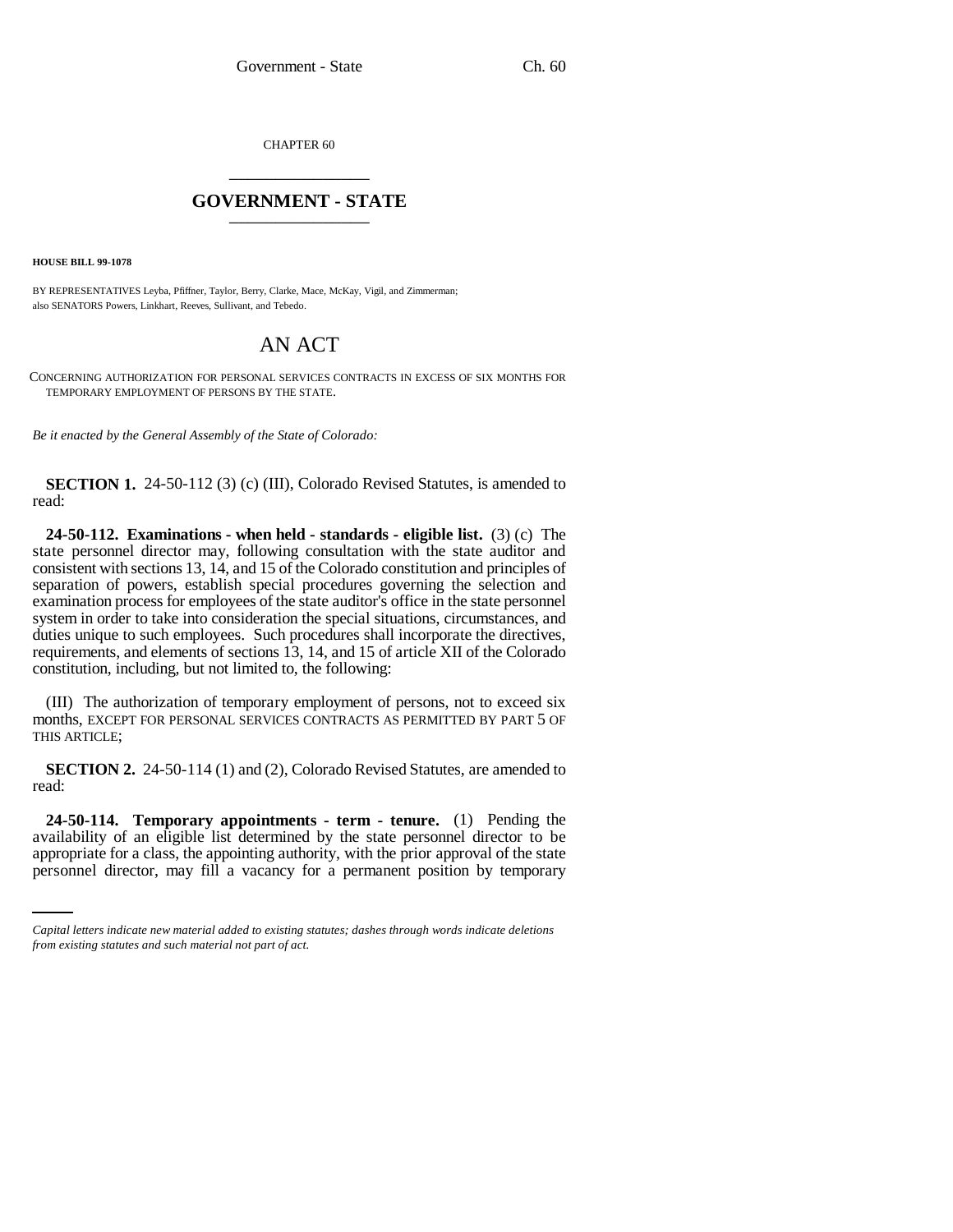CHAPTER 60

## GOVERNMENT - STATE

**HOUSE BILL 99-1078**

BY REPRESENTATIVES Leyba, Pfiffner, Taylor, Berry, Clarke, Mace, McKay, Vigil, and Zimmerman;
also SENATORS Powers, Linkhart, Reeves, Sullivant, and Tebedo.

# AN ACT

CONCERNING AUTHORIZATION FOR PERSONAL SERVICES CONTRACTS IN EXCESS OF SIX MONTHS FOR TEMPORARY EMPLOYMENT OF PERSONS BY THE STATE.

*Be it enacted by the General Assembly of the State of Colorado:*

**SECTION 1.** 24-50-112 (3) (c) (III), Colorado Revised Statutes, is amended to read:

**24-50-112. Examinations - when held - standards - eligible list.** (3) (c) The state personnel director may, following consultation with the state auditor and consistent with sections 13, 14, and 15 of the Colorado constitution and principles of separation of powers, establish special procedures governing the selection and examination process for employees of the state auditor's office in the state personnel system in order to take into consideration the special situations, circumstances, and duties unique to such employees. Such procedures shall incorporate the directives, requirements, and elements of sections 13, 14, and 15 of article XII of the Colorado constitution, including, but not limited to, the following:

(III) The authorization of temporary employment of persons, not to exceed six months, EXCEPT FOR PERSONAL SERVICES CONTRACTS AS PERMITTED BY PART 5 OF THIS ARTICLE;

**SECTION 2.** 24-50-114 (1) and (2), Colorado Revised Statutes, are amended to read:

**24-50-114. Temporary appointments - term - tenure.** (1) Pending the availability of an eligible list determined by the state personnel director to be appropriate for a class, the appointing authority, with the prior approval of the state personnel director, may fill a vacancy for a permanent position by temporary

*Capital letters indicate new material added to existing statutes; dashes through words indicate deletions from existing statutes and such material not part of act.*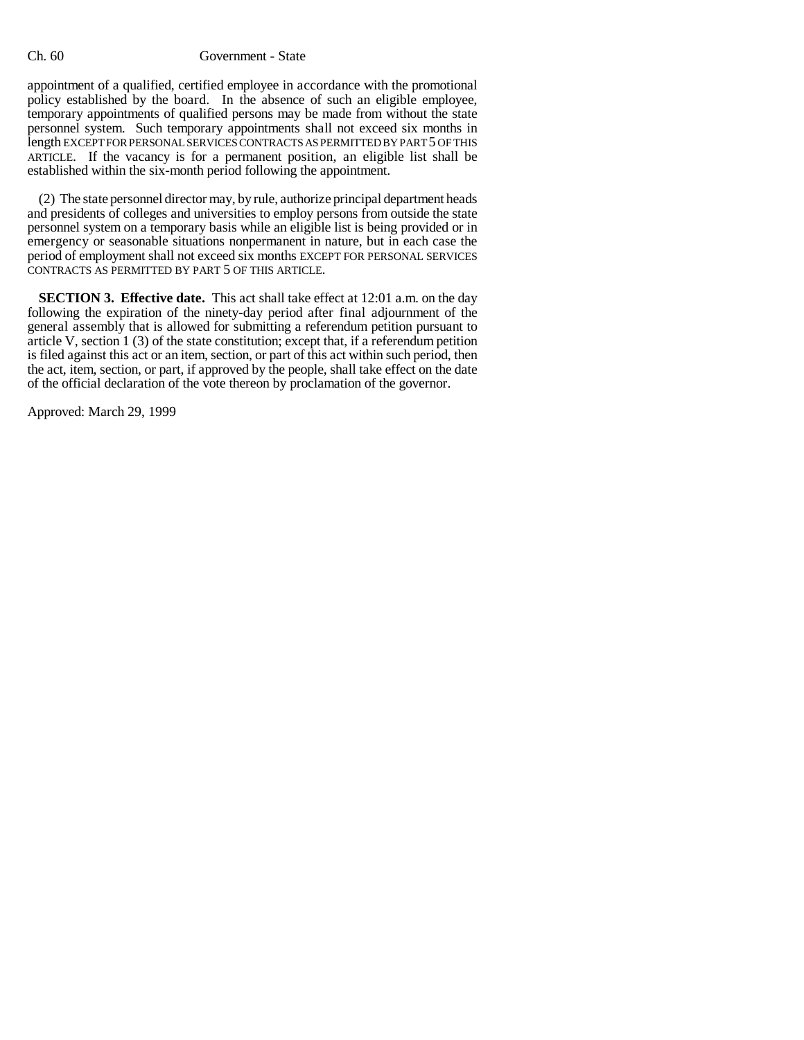appointment of a qualified, certified employee in accordance with the promotional policy established by the board. In the absence of such an eligible employee, temporary appointments of qualified persons may be made from without the state personnel system. Such temporary appointments shall not exceed six months in length EXCEPT FOR PERSONAL SERVICES CONTRACTS AS PERMITTED BY PART 5 OF THIS ARTICLE. If the vacancy is for a permanent position, an eligible list shall be established within the six-month period following the appointment.

(2) The state personnel director may, by rule, authorize principal department heads and presidents of colleges and universities to employ persons from outside the state personnel system on a temporary basis while an eligible list is being provided or in emergency or seasonable situations nonpermanent in nature, but in each case the period of employment shall not exceed six months EXCEPT FOR PERSONAL SERVICES CONTRACTS AS PERMITTED BY PART 5 OF THIS ARTICLE.

**SECTION 3. Effective date.** This act shall take effect at 12:01 a.m. on the day following the expiration of the ninety-day period after final adjournment of the general assembly that is allowed for submitting a referendum petition pursuant to article V, section 1 (3) of the state constitution; except that, if a referendum petition is filed against this act or an item, section, or part of this act within such period, then the act, item, section, or part, if approved by the people, shall take effect on the date of the official declaration of the vote thereon by proclamation of the governor.

Approved: March 29, 1999